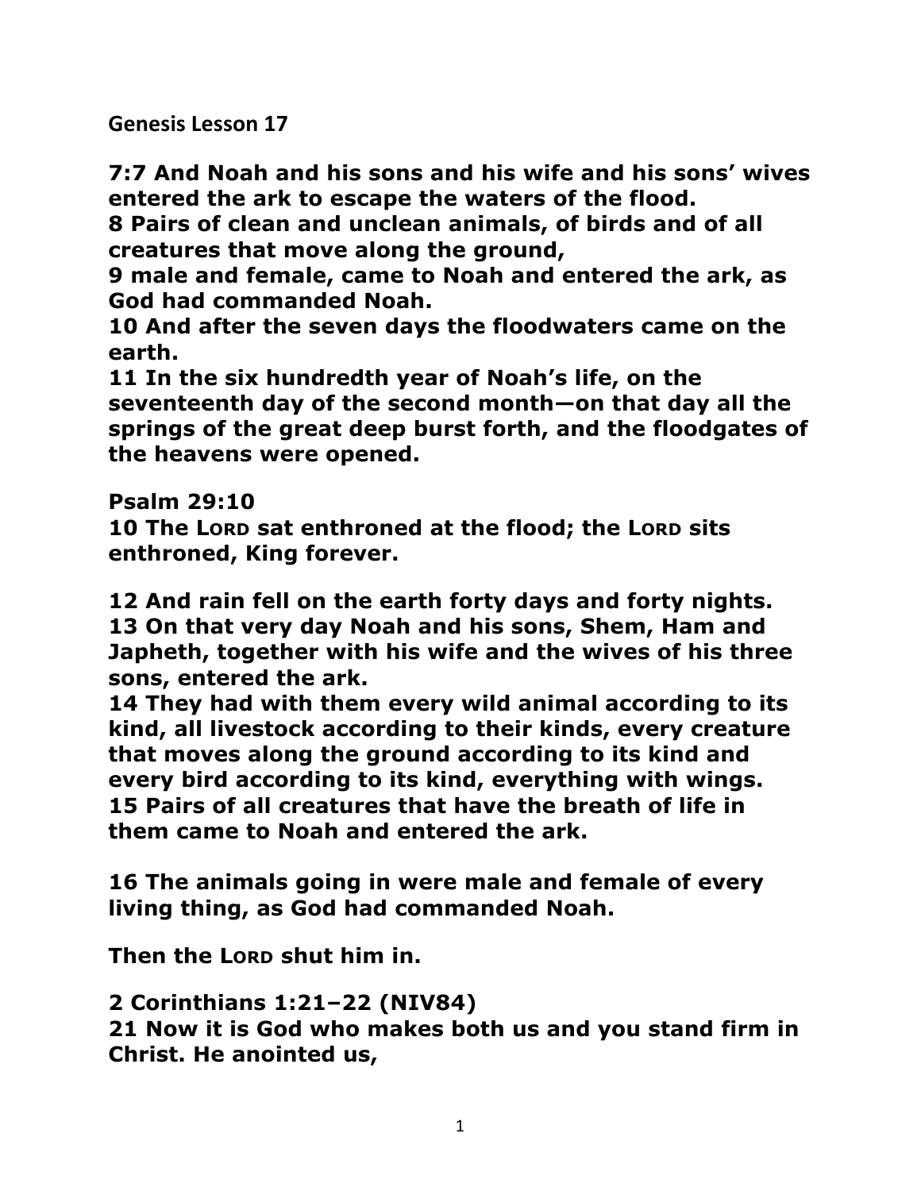**Genesis Lesson 17**

**7:7 And Noah and his sons and his wife and his sons' wives entered the ark to escape the waters of the flood.**
**8 Pairs of clean and unclean animals, of birds and of all creatures that move along the ground,**
**9 male and female, came to Noah and entered the ark, as God had commanded Noah.**
**10 And after the seven days the floodwaters came on the earth.**
**11 In the six hundredth year of Noah's life, on the seventeenth day of the second month—on that day all the springs of the great deep burst forth, and the floodgates of the heavens were opened.**

**Psalm 29:10**
**10 The LORD sat enthroned at the flood; the LORD sits enthroned, King forever.**

**12 And rain fell on the earth forty days and forty nights.**
**13 On that very day Noah and his sons, Shem, Ham and Japheth, together with his wife and the wives of his three sons, entered the ark.**
**14 They had with them every wild animal according to its kind, all livestock according to their kinds, every creature that moves along the ground according to its kind and every bird according to its kind, everything with wings.**
**15 Pairs of all creatures that have the breath of life in them came to Noah and entered the ark.**

**16 The animals going in were male and female of every living thing, as God had commanded Noah.**

**Then the LORD shut him in.**

**2 Corinthians 1:21–22 (NIV84)**
**21 Now it is God who makes both us and you stand firm in Christ. He anointed us,**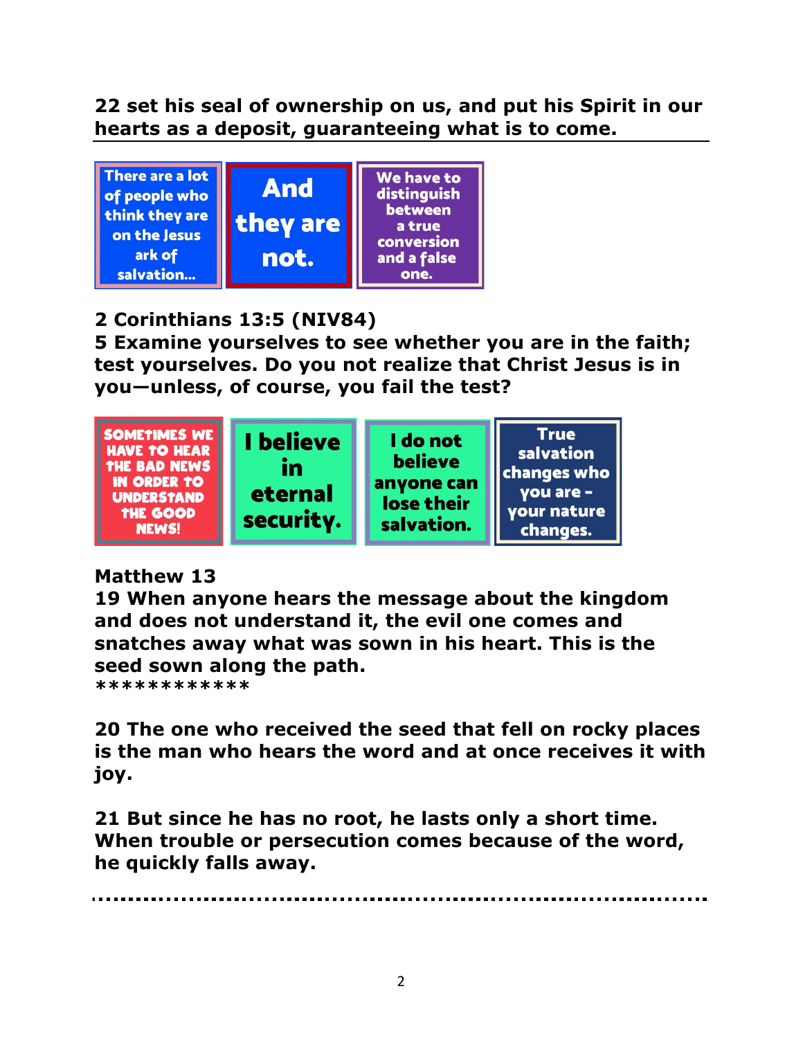**22 set his seal of ownership on us, and put his Spirit in our hearts as a deposit, guaranteeing what is to come.**

---

There are a lot of people who think they are on the Jesus ark of salvation...

And they are not.

We have to distinguish between a true conversion and a false one.

**2 Corinthians 13:5 (NIV84)**
**5 Examine yourselves to see whether you are in the faith; test yourselves. Do you not realize that Christ Jesus is in you—unless, of course, you fail the test?**

SOMETIMES WE HAVE TO HEAR THE BAD NEWS IN ORDER TO UNDERSTAND THE GOOD NEWS!

I believe in eternal security.

I do not believe anyone can lose their salvation.

True salvation changes who you are - your nature changes.

**Matthew 13**
**19 When anyone hears the message about the kingdom and does not understand it, the evil one comes and snatches away what was sown in his heart. This is the seed sown along the path.**
************

**20 The one who received the seed that fell on rocky places is the man who hears the word and at once receives it with joy.**

**21 But since he has no root, he lasts only a short time. When trouble or persecution comes because of the word, he quickly falls away.**

........................................................................................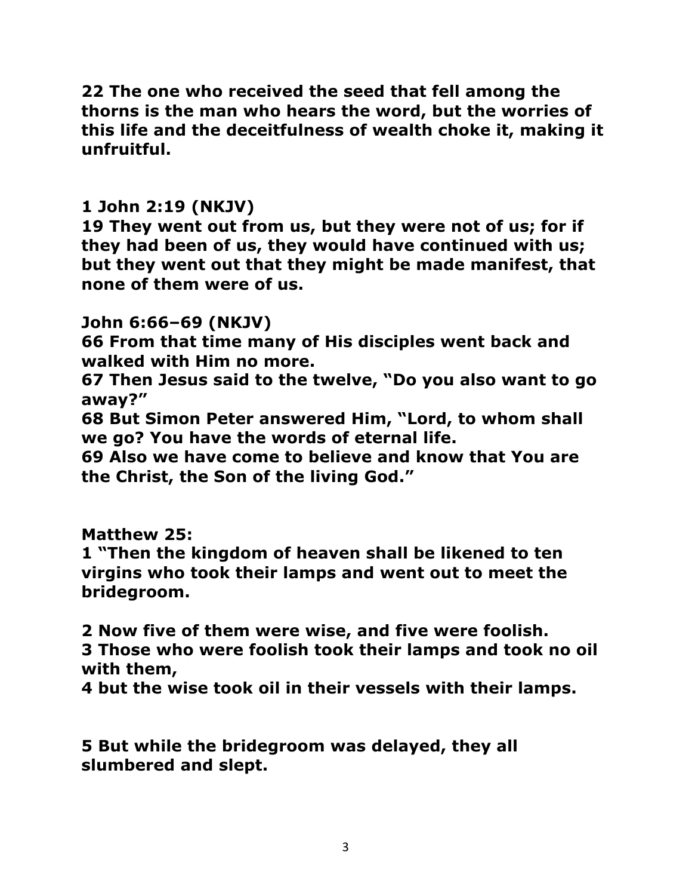**22 The one who received the seed that fell among the thorns is the man who hears the word, but the worries of this life and the deceitfulness of wealth choke it, making it unfruitful.**

**1 John 2:19 (NKJV)**

**19 They went out from us, but they were not of us; for if they had been of us, they would have continued with us; but they went out that they might be made manifest, that none of them were of us.**

**John 6:66–69 (NKJV)**

**66 From that time many of His disciples went back and walked with Him no more.**

**67 Then Jesus said to the twelve, "Do you also want to go away?"**

**68 But Simon Peter answered Him, "Lord, to whom shall we go? You have the words of eternal life.**

**69 Also we have come to believe and know that You are the Christ, the Son of the living God."**

**Matthew 25:**

**1 "Then the kingdom of heaven shall be likened to ten virgins who took their lamps and went out to meet the bridegroom.**

**2 Now five of them were wise, and five were foolish.**

**3 Those who were foolish took their lamps and took no oil with them,**

**4 but the wise took oil in their vessels with their lamps.**

**5 But while the bridegroom was delayed, they all slumbered and slept.**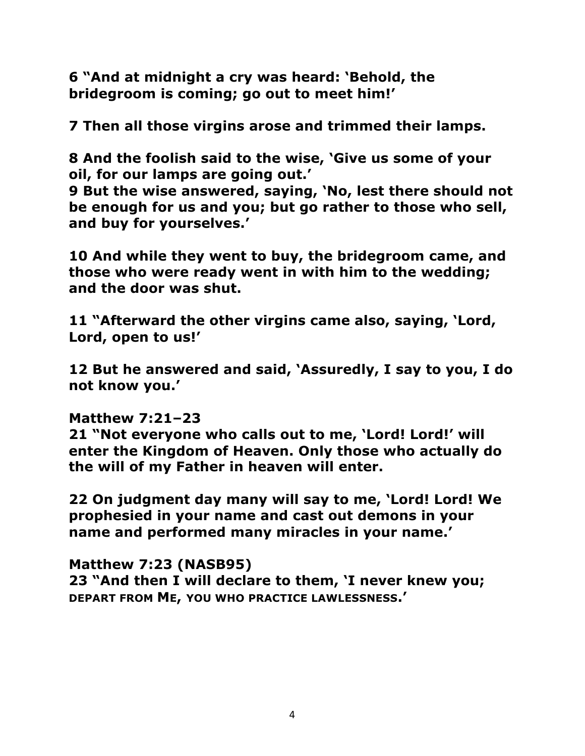**6 "And at midnight a cry was heard: 'Behold, the bridegroom is coming; go out to meet him!'**

**7 Then all those virgins arose and trimmed their lamps.**

**8 And the foolish said to the wise, 'Give us some of your oil, for our lamps are going out.'**
**9 But the wise answered, saying, 'No, lest there should not be enough for us and you; but go rather to those who sell, and buy for yourselves.'**

**10 And while they went to buy, the bridegroom came, and those who were ready went in with him to the wedding; and the door was shut.**

**11 "Afterward the other virgins came also, saying, 'Lord, Lord, open to us!'**

**12 But he answered and said, 'Assuredly, I say to you, I do not know you.'**

**Matthew 7:21–23**
**21 "Not everyone who calls out to me, 'Lord! Lord!' will enter the Kingdom of Heaven. Only those who actually do the will of my Father in heaven will enter.**

**22 On judgment day many will say to me, 'Lord! Lord! We prophesied in your name and cast out demons in your name and performed many miracles in your name.'**

**Matthew 7:23 (NASB95)**
**23 "And then I will declare to them, 'I never knew you; DEPART FROM ME, YOU WHO PRACTICE LAWLESSNESS.'**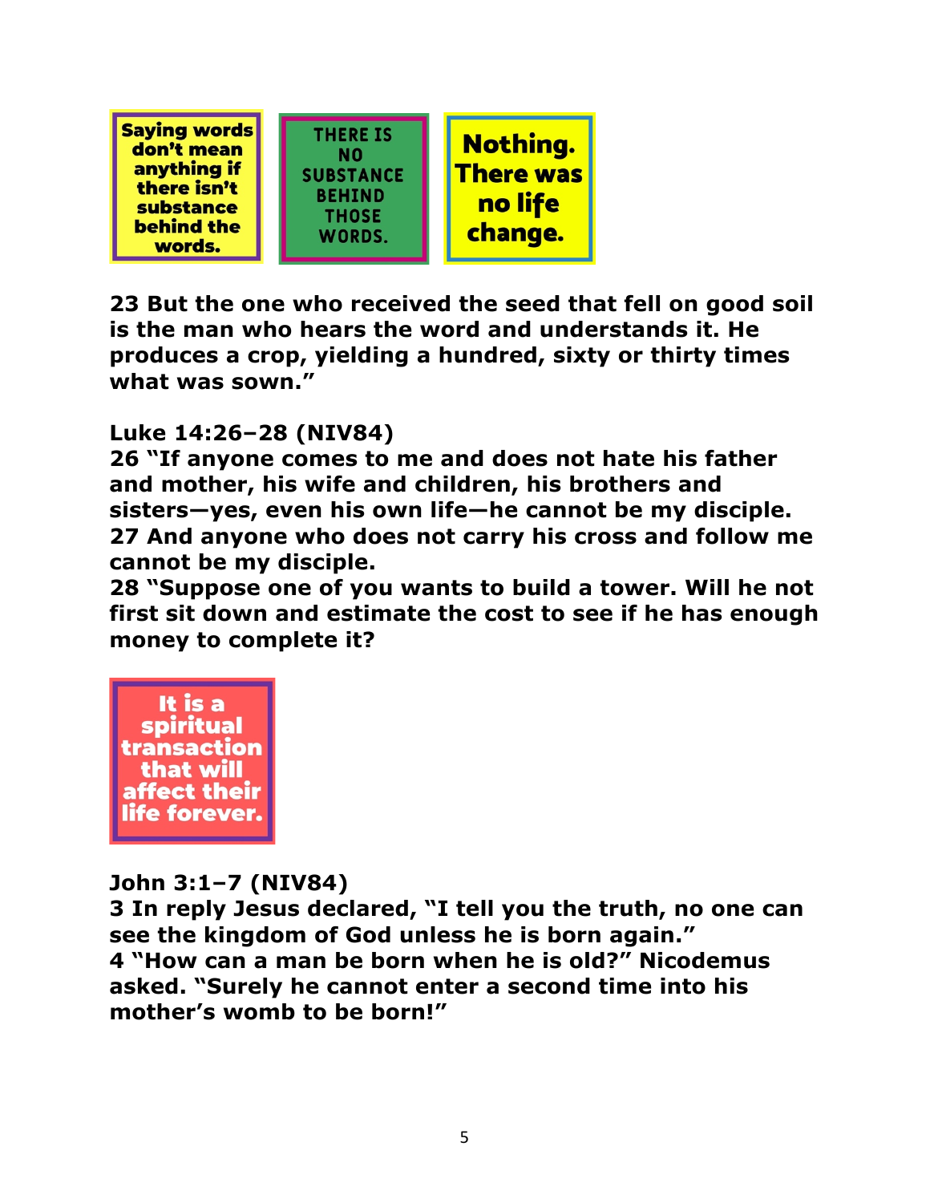Saying words don't mean anything if there isn't substance behind the words.

THERE IS NO SUBSTANCE BEHIND THOSE WORDS.

Nothing. There was no life change.

**23 But the one who received the seed that fell on good soil is the man who hears the word and understands it. He produces a crop, yielding a hundred, sixty or thirty times what was sown."**

**Luke 14:26–28 (NIV84)**
**26 "If anyone comes to me and does not hate his father and mother, his wife and children, his brothers and sisters—yes, even his own life—he cannot be my disciple.**
**27 And anyone who does not carry his cross and follow me cannot be my disciple.**
**28 "Suppose one of you wants to build a tower. Will he not first sit down and estimate the cost to see if he has enough money to complete it?**

It is a spiritual transaction that will affect their life forever.

**John 3:1–7 (NIV84)**
**3 In reply Jesus declared, "I tell you the truth, no one can see the kingdom of God unless he is born again."**
**4 "How can a man be born when he is old?" Nicodemus asked. "Surely he cannot enter a second time into his mother's womb to be born!"**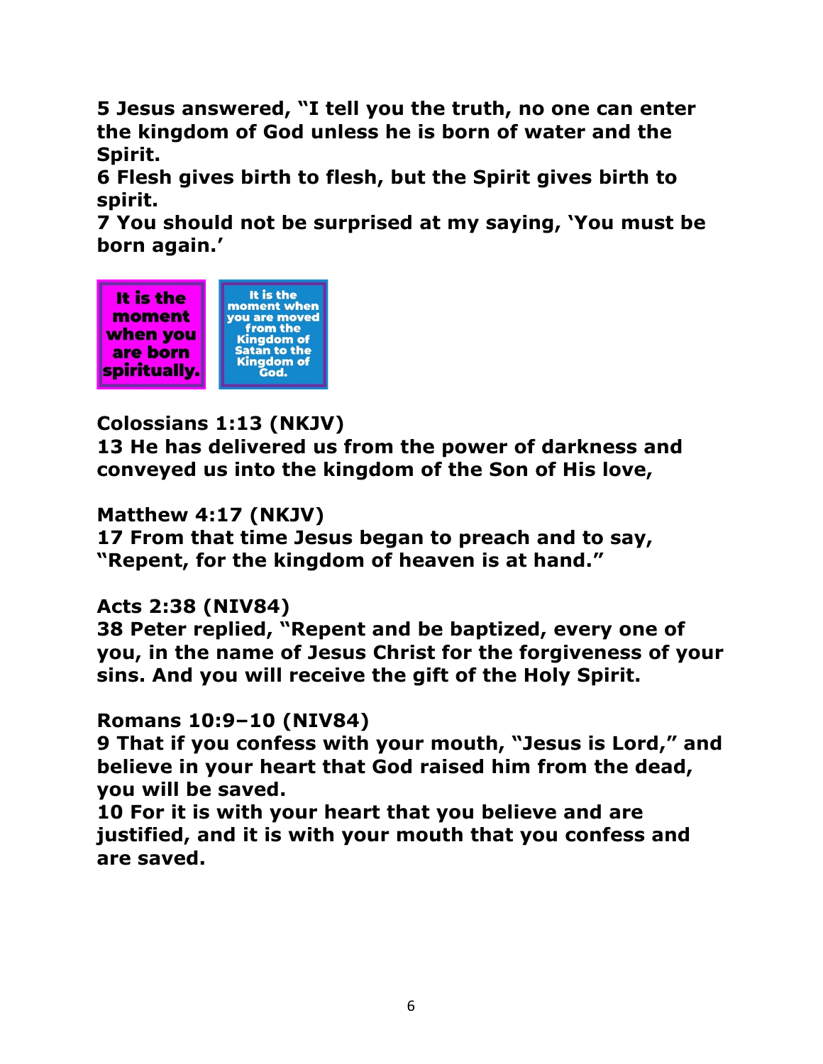**5 Jesus answered, "I tell you the truth, no one can enter the kingdom of God unless he is born of water and the Spirit.**
**6 Flesh gives birth to flesh, but the Spirit gives birth to spirit.**
**7 You should not be surprised at my saying, 'You must be born again.'**

**It is the moment when you are born spiritually.**

**It is the moment when you are moved from the Kingdom of Satan to the Kingdom of God.**

**Colossians 1:13 (NKJV)**
**13 He has delivered us from the power of darkness and conveyed us into the kingdom of the Son of His love,**

**Matthew 4:17 (NKJV)**
**17 From that time Jesus began to preach and to say, "Repent, for the kingdom of heaven is at hand."**

**Acts 2:38 (NIV84)**
**38 Peter replied, "Repent and be baptized, every one of you, in the name of Jesus Christ for the forgiveness of your sins. And you will receive the gift of the Holy Spirit.**

**Romans 10:9–10 (NIV84)**
**9 That if you confess with your mouth, "Jesus is Lord," and believe in your heart that God raised him from the dead, you will be saved.**
**10 For it is with your heart that you believe and are justified, and it is with your mouth that you confess and are saved.**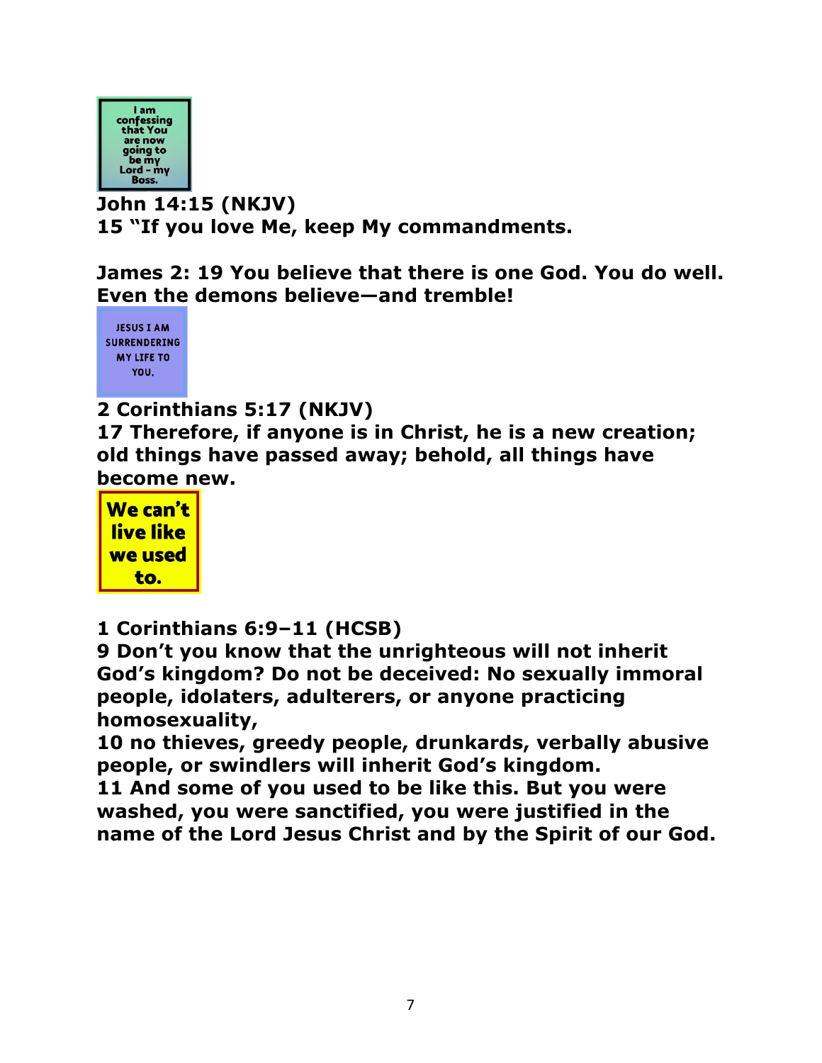I am confessing that You are now going to be my Lord - my Boss.

**John 14:15 (NKJV)**
**15 "If you love Me, keep My commandments.**

**James 2: 19 You believe that there is one God. You do well. Even the demons believe—and tremble!**

JESUS I AM SURRENDERING MY LIFE TO YOU.

**2 Corinthians 5:17 (NKJV)**
**17 Therefore, if anyone is in Christ, he is a new creation; old things have passed away; behold, all things have become new.**

**We can't live like we used to.**

**1 Corinthians 6:9–11 (HCSB)**
**9 Don't you know that the unrighteous will not inherit God's kingdom? Do not be deceived: No sexually immoral people, idolaters, adulterers, or anyone practicing homosexuality,**
**10 no thieves, greedy people, drunkards, verbally abusive people, or swindlers will inherit God's kingdom.**
**11 And some of you used to be like this. But you were washed, you were sanctified, you were justified in the name of the Lord Jesus Christ and by the Spirit of our God.**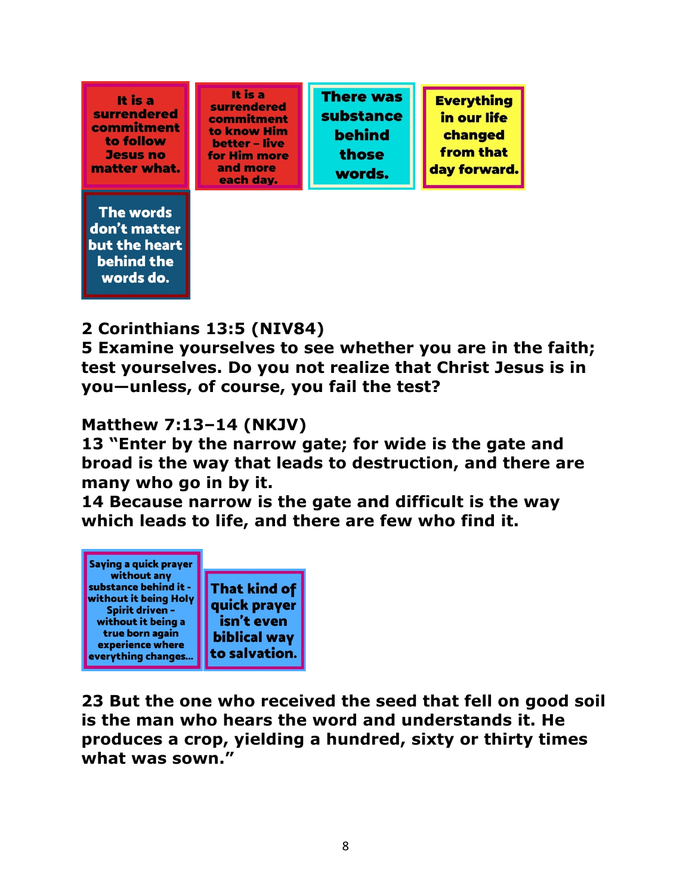It is a surrendered commitment to follow Jesus no matter what.

It is a surrendered commitment to know Him better – live for Him more and more each day.

There was substance behind those words.

Everything in our life changed from that day forward.

The words don't matter but the heart behind the words do.

**2 Corinthians 13:5 (NIV84)**
**5 Examine yourselves to see whether you are in the faith; test yourselves. Do you not realize that Christ Jesus is in you—unless, of course, you fail the test?**

**Matthew 7:13–14 (NKJV)**
**13 "Enter by the narrow gate; for wide is the gate and broad is the way that leads to destruction, and there are many who go in by it.**
**14 Because narrow is the gate and difficult is the way which leads to life, and there are few who find it.**

Saying a quick prayer without any substance behind it - without it being Holy Spirit driven - without it being a true born again experience where everything changes...

That kind of quick prayer isn't even biblical way to salvation.

**23 But the one who received the seed that fell on good soil is the man who hears the word and understands it. He produces a crop, yielding a hundred, sixty or thirty times what was sown."**